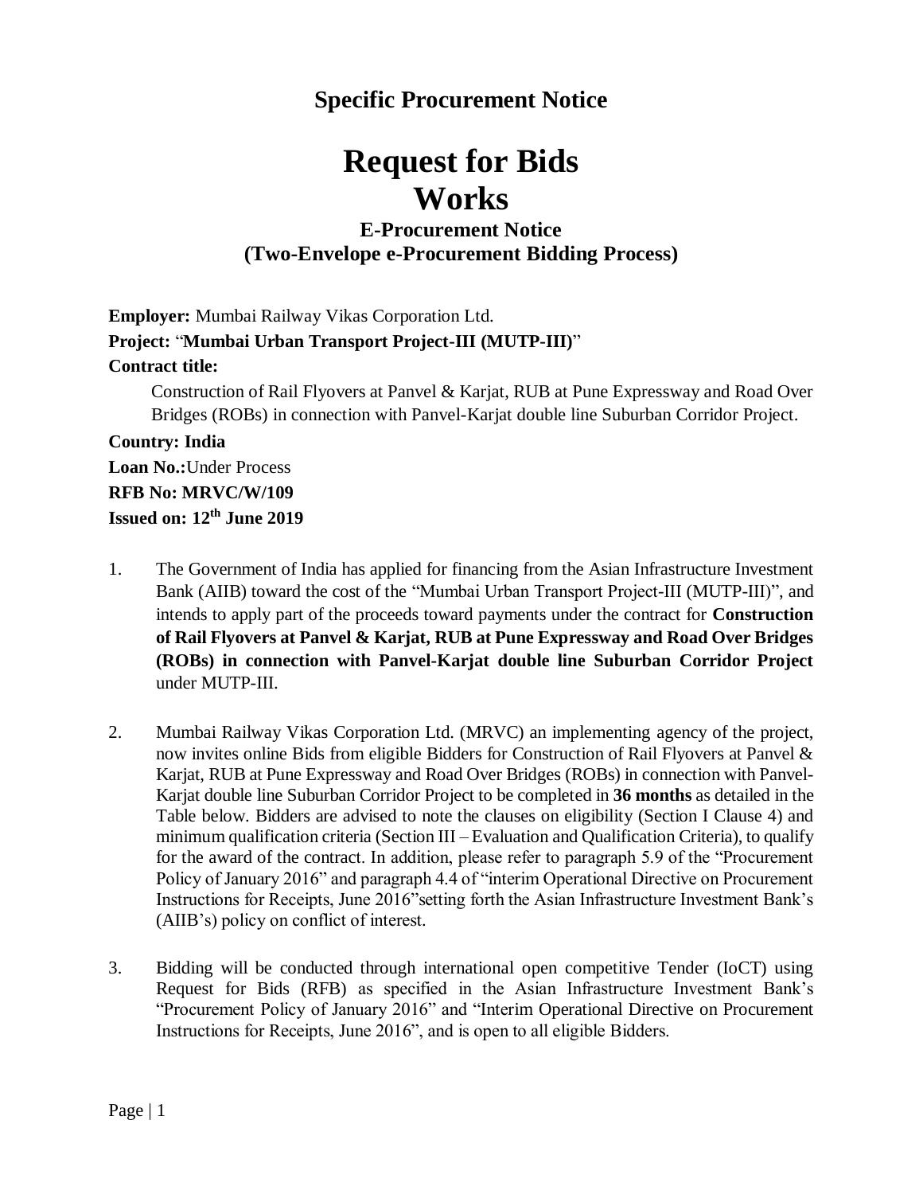## Specific Procurement Notice

# Request for Bids
# Works

### E-Procurement Notice
### (Two-Envelope e-Procurement Bidding Process)

**Employer:** Mumbai Railway Vikas Corporation Ltd.

**Project:** "**Mumbai Urban Transport Project-III (MUTP-III)**"

**Contract title:**

Construction of Rail Flyovers at Panvel & Karjat, RUB at Pune Expressway and Road Over Bridges (ROBs) in connection with Panvel-Karjat double line Suburban Corridor Project.

**Country: India**

**Loan No.:**Under Process

**RFB No: MRVC/W/109**

**Issued on: 12th June 2019**

1. The Government of India has applied for financing from the Asian Infrastructure Investment Bank (AIIB) toward the cost of the "Mumbai Urban Transport Project-III (MUTP-III)", and intends to apply part of the proceeds toward payments under the contract for **Construction of Rail Flyovers at Panvel & Karjat, RUB at Pune Expressway and Road Over Bridges (ROBs) in connection with Panvel-Karjat double line Suburban Corridor Project** under MUTP-III.

2. Mumbai Railway Vikas Corporation Ltd. (MRVC) an implementing agency of the project, now invites online Bids from eligible Bidders for Construction of Rail Flyovers at Panvel & Karjat, RUB at Pune Expressway and Road Over Bridges (ROBs) in connection with Panvel-Karjat double line Suburban Corridor Project to be completed in **36 months** as detailed in the Table below. Bidders are advised to note the clauses on eligibility (Section I Clause 4) and minimum qualification criteria (Section III – Evaluation and Qualification Criteria), to qualify for the award of the contract. In addition, please refer to paragraph 5.9 of the "Procurement Policy of January 2016" and paragraph 4.4 of "interim Operational Directive on Procurement Instructions for Receipts, June 2016"setting forth the Asian Infrastructure Investment Bank's (AIIB's) policy on conflict of interest.

3. Bidding will be conducted through international open competitive Tender (IoCT) using Request for Bids (RFB) as specified in the Asian Infrastructure Investment Bank's "Procurement Policy of January 2016" and "Interim Operational Directive on Procurement Instructions for Receipts, June 2016", and is open to all eligible Bidders.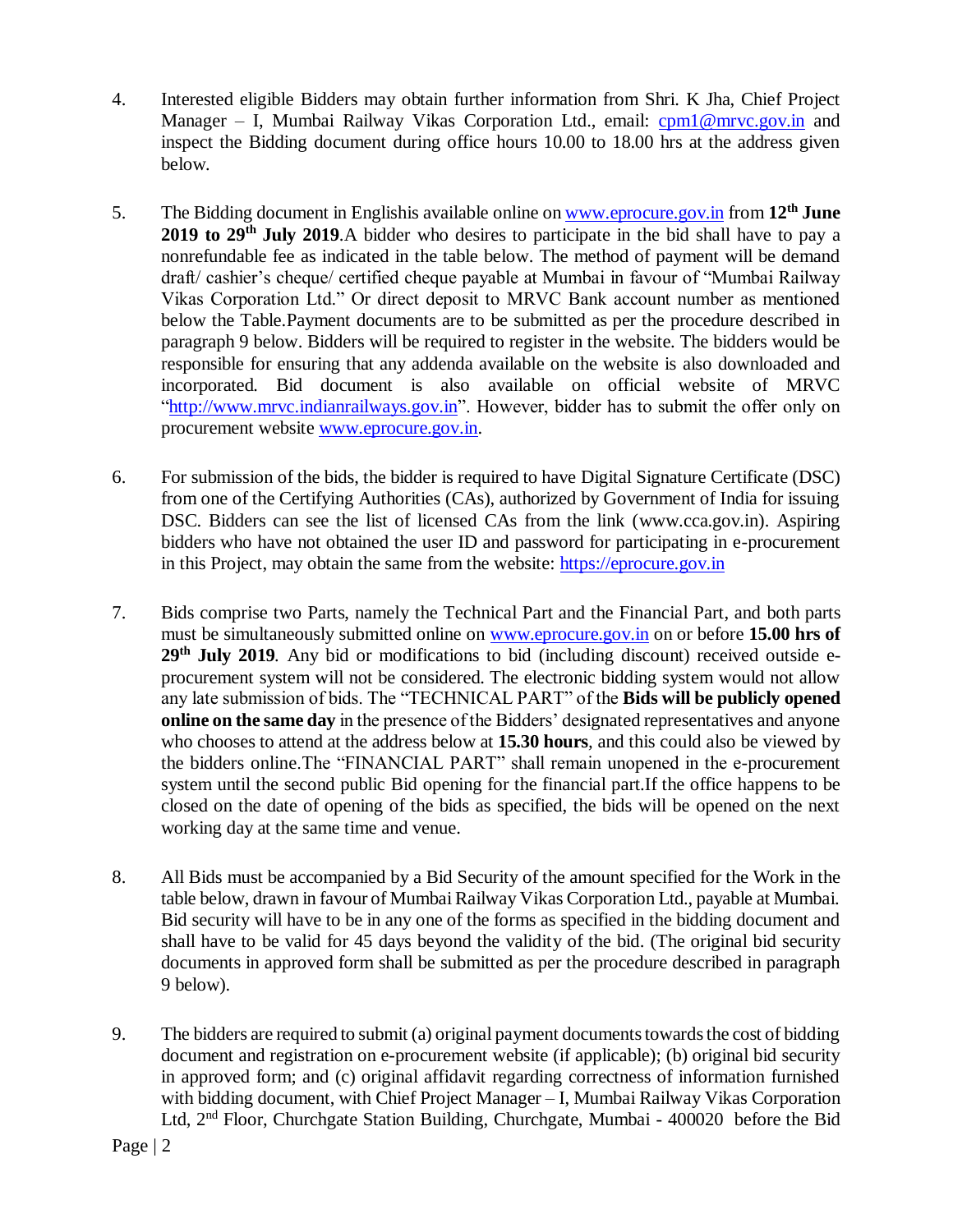4. Interested eligible Bidders may obtain further information from Shri. K Jha, Chief Project Manager – I, Mumbai Railway Vikas Corporation Ltd., email: cpm1@mrvc.gov.in and inspect the Bidding document during office hours 10.00 to 18.00 hrs at the address given below.

5. The Bidding document in Englishis available online on www.eprocure.gov.in from **12th June 2019 to 29th July 2019**.A bidder who desires to participate in the bid shall have to pay a nonrefundable fee as indicated in the table below. The method of payment will be demand draft/ cashier's cheque/ certified cheque payable at Mumbai in favour of "Mumbai Railway Vikas Corporation Ltd." Or direct deposit to MRVC Bank account number as mentioned below the Table.Payment documents are to be submitted as per the procedure described in paragraph 9 below. Bidders will be required to register in the website. The bidders would be responsible for ensuring that any addenda available on the website is also downloaded and incorporated. Bid document is also available on official website of MRVC "http://www.mrvc.indianrailways.gov.in". However, bidder has to submit the offer only on procurement website www.eprocure.gov.in.

6. For submission of the bids, the bidder is required to have Digital Signature Certificate (DSC) from one of the Certifying Authorities (CAs), authorized by Government of India for issuing DSC. Bidders can see the list of licensed CAs from the link (www.cca.gov.in). Aspiring bidders who have not obtained the user ID and password for participating in e-procurement in this Project, may obtain the same from the website: https://eprocure.gov.in

7. Bids comprise two Parts, namely the Technical Part and the Financial Part, and both parts must be simultaneously submitted online on www.eprocure.gov.in on or before **15.00 hrs of 29th July 2019**. Any bid or modifications to bid (including discount) received outside e-procurement system will not be considered. The electronic bidding system would not allow any late submission of bids. The "TECHNICAL PART" of the **Bids will be publicly opened online on the same day** in the presence of the Bidders' designated representatives and anyone who chooses to attend at the address below at **15.30 hours**, and this could also be viewed by the bidders online.The "FINANCIAL PART" shall remain unopened in the e-procurement system until the second public Bid opening for the financial part.If the office happens to be closed on the date of opening of the bids as specified, the bids will be opened on the next working day at the same time and venue.

8. All Bids must be accompanied by a Bid Security of the amount specified for the Work in the table below, drawn in favour of Mumbai Railway Vikas Corporation Ltd., payable at Mumbai. Bid security will have to be in any one of the forms as specified in the bidding document and shall have to be valid for 45 days beyond the validity of the bid. (The original bid security documents in approved form shall be submitted as per the procedure described in paragraph 9 below).

9. The bidders are required to submit (a) original payment documents towards the cost of bidding document and registration on e-procurement website (if applicable); (b) original bid security in approved form; and (c) original affidavit regarding correctness of information furnished with bidding document, with Chief Project Manager – I, Mumbai Railway Vikas Corporation Ltd, 2nd Floor, Churchgate Station Building, Churchgate, Mumbai - 400020 before the Bid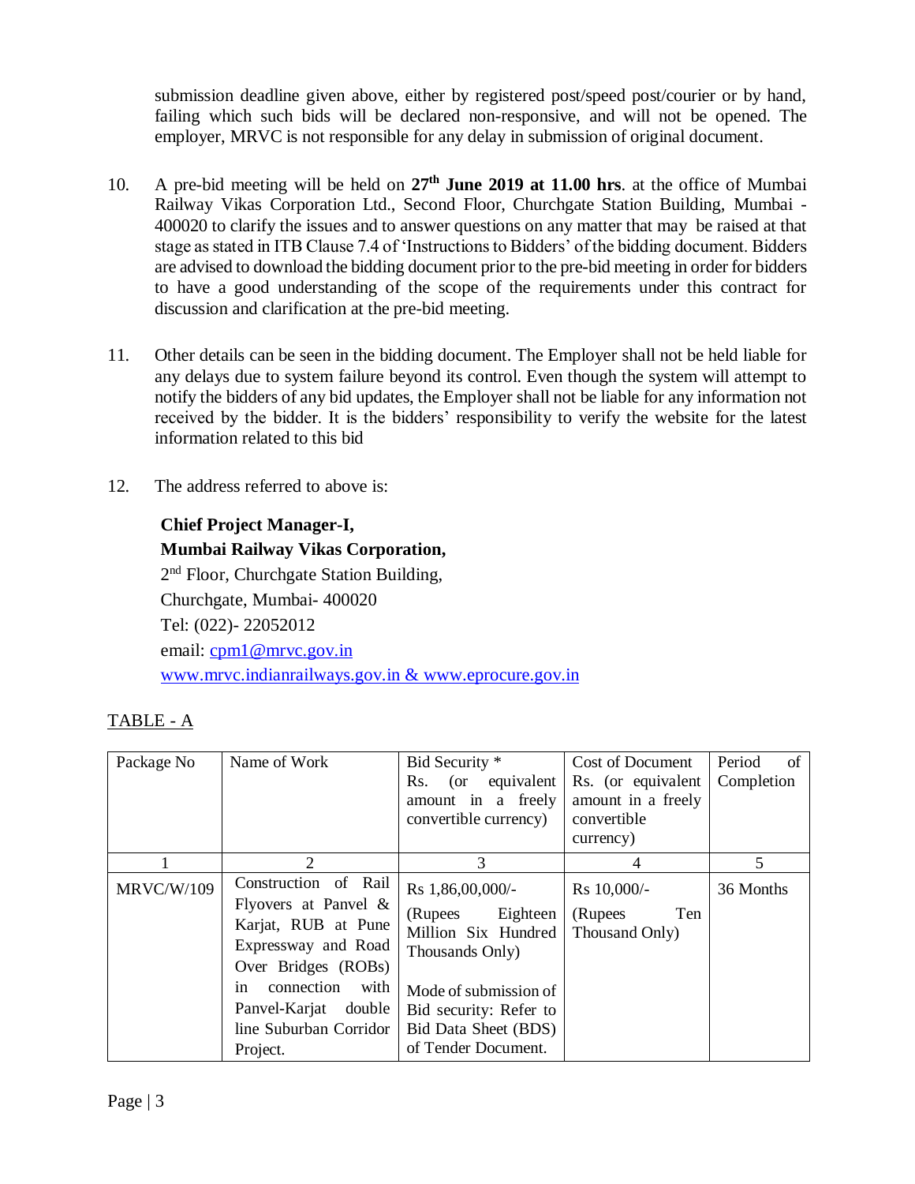submission deadline given above, either by registered post/speed post/courier or by hand, failing which such bids will be declared non-responsive, and will not be opened. The employer, MRVC is not responsible for any delay in submission of original document.

10. A pre-bid meeting will be held on **27th June 2019 at 11.00 hrs**. at the office of Mumbai Railway Vikas Corporation Ltd., Second Floor, Churchgate Station Building, Mumbai - 400020 to clarify the issues and to answer questions on any matter that may be raised at that stage as stated in ITB Clause 7.4 of 'Instructions to Bidders' of the bidding document. Bidders are advised to download the bidding document prior to the pre-bid meeting in order for bidders to have a good understanding of the scope of the requirements under this contract for discussion and clarification at the pre-bid meeting.

11. Other details can be seen in the bidding document. The Employer shall not be held liable for any delays due to system failure beyond its control. Even though the system will attempt to notify the bidders of any bid updates, the Employer shall not be liable for any information not received by the bidder. It is the bidders' responsibility to verify the website for the latest information related to this bid

12. The address referred to above is:

    **Chief Project Manager-I,**
    **Mumbai Railway Vikas Corporation,**
    2nd Floor, Churchgate Station Building,
    Churchgate, Mumbai- 400020
    Tel: (022)- 22052012
    email: cpm1@mrvc.gov.in
    www.mrvc.indianrailways.gov.in & www.eprocure.gov.in

TABLE - A

| Package No | Name of Work | Bid Security * Rs. (or equivalent amount in a freely convertible currency) | Cost of Document Rs. (or equivalent amount in a freely convertible currency) | Period of Completion |
|---|---|---|---|---|
| 1 | 2 | 3 | 4 | 5 |
| MRVC/W/109 | Construction of Rail Flyovers at Panvel & Karjat, RUB at Pune Expressway and Road Over Bridges (ROBs) in connection with Panvel-Karjat double line Suburban Corridor Project. | Rs 1,86,00,000/- (Rupees Eighteen Million Six Hundred Thousands Only) Mode of submission of Bid security: Refer to Bid Data Sheet (BDS) of Tender Document. | Rs 10,000/- (Rupees Ten Thousand Only) | 36 Months |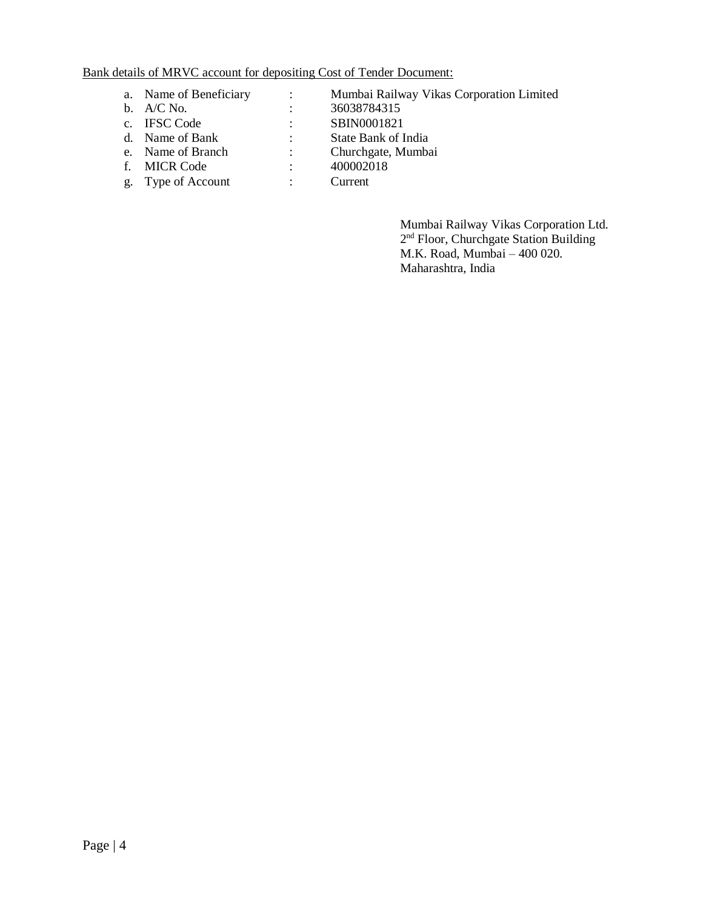Bank details of MRVC account for depositing Cost of Tender Document:

a. Name of Beneficiary : Mumbai Railway Vikas Corporation Limited
b. A/C No. : 36038784315
c. IFSC Code : SBIN0001821
d. Name of Bank : State Bank of India
e. Name of Branch : Churchgate, Mumbai
f. MICR Code : 400002018
g. Type of Account : Current

Mumbai Railway Vikas Corporation Ltd.
2nd Floor, Churchgate Station Building
M.K. Road, Mumbai – 400 020.
Maharashtra, India